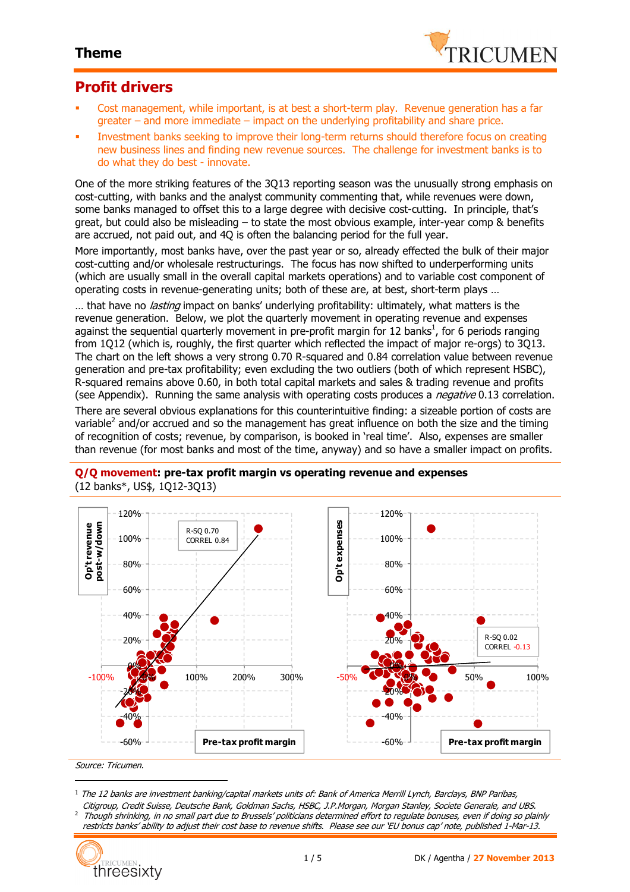# Theme

## Profit drivers

- Cost management, while important, is at best a short-term play. Revenue generation has a far greater – and more immediate – impact on the underlying profitability and share price.
- Investment banks seeking to improve their long-term returns should therefore focus on creating new business lines and finding new revenue sources. The challenge for investment banks is to do what they do best - innovate.

One of the more striking features of the 3Q13 reporting season was the unusually strong emphasis on cost-cutting, with banks and the analyst community commenting that, while revenues were down, some banks managed to offset this to a large degree with decisive cost-cutting. In principle, that's great, but could also be misleading – to state the most obvious example, inter-year comp & benefits are accrued, not paid out, and 4Q is often the balancing period for the full year.

More importantly, most banks have, over the past year or so, already effected the bulk of their major cost-cutting and/or wholesale restructurings. The focus has now shifted to underperforming units (which are usually small in the overall capital markets operations) and to variable cost component of operating costs in revenue-generating units; both of these are, at best, short-term plays …

… that have no *lasting* impact on banks' underlying profitability: ultimately, what matters is the revenue generation. Below, we plot the quarterly movement in operating revenue and expenses against the sequential quarterly movement in pre-profit margin for 12 banks[1], for 6 periods ranging from 1Q12 (which is, roughly, the first quarter which reflected the impact of major re-orgs) to 3Q13. The chart on the left shows a very strong 0.70 R-squared and 0.84 correlation value between revenue generation and pre-tax profitability; even excluding the two outliers (both of which represent HSBC), R-squared remains above 0.60, in both total capital markets and sales & trading revenue and profits (see Appendix). Running the same analysis with operating costs produces a *negative* 0.13 correlation.

There are several obvious explanations for this counterintuitive finding: a sizeable portion of costs are variable[2] and/or accrued and so the management has great influence on both the size and the timing of recognition of costs; revenue, by comparison, is booked in 'real time'. Also, expenses are smaller than revenue (for most banks and most of the time, anyway) and so have a smaller impact on profits.

**Q/Q movement: pre-tax profit margin vs operating revenue and expenses**
(12 banks*, US$, 1Q12-3Q13)

*Source: Tricumen.*

---

[1] *The 12 banks are investment banking/capital markets units of: Bank of America Merrill Lynch, Barclays, BNP Paribas, Citigroup, Credit Suisse, Deutsche Bank, Goldman Sachs, HSBC, J.P.Morgan, Morgan Stanley, Societe Generale, and UBS.*

[2] *Though shrinking, in no small part due to Brussels' politicians determined effort to regulate bonuses, even if doing so plainly restricts banks' ability to adjust their cost base to revenue shifts. Please see our 'EU bonus cap' note, published 1-Mar-13.*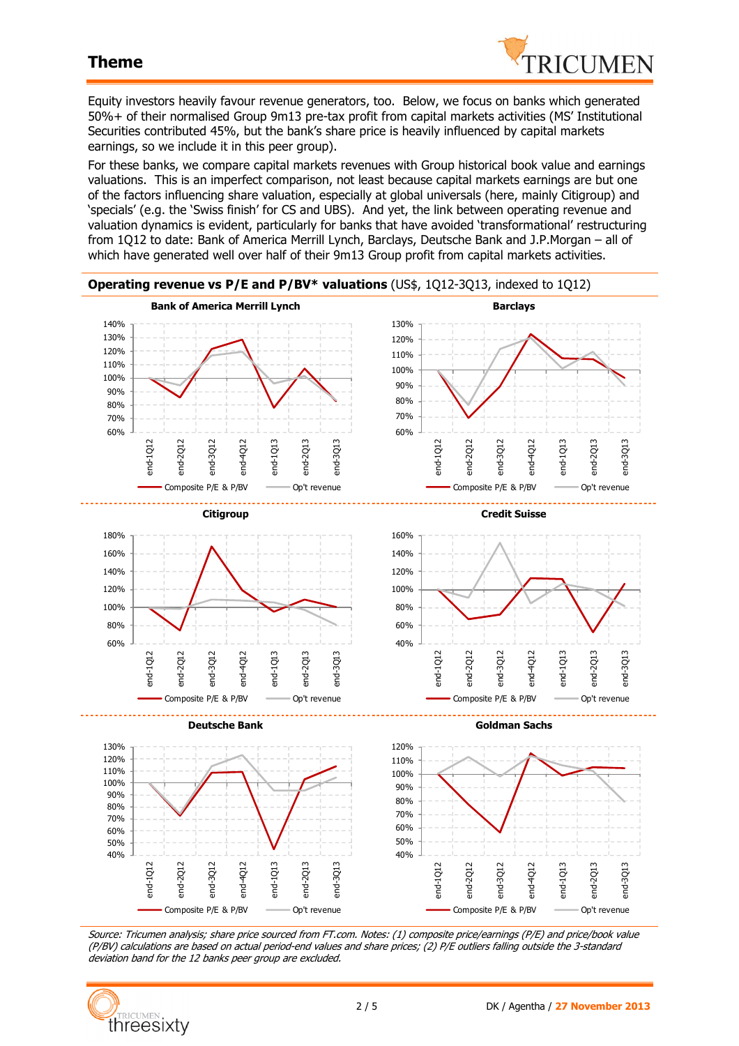## Theme

Equity investors heavily favour revenue generators, too. Below, we focus on banks which generated 50%+ of their normalised Group 9m13 pre-tax profit from capital markets activities (MS' Institutional Securities contributed 45%, but the bank's share price is heavily influenced by capital markets earnings, so we include it in this peer group).

For these banks, we compare capital markets revenues with Group historical book value and earnings valuations. This is an imperfect comparison, not least because capital markets earnings are but one of the factors influencing share valuation, especially at global universals (here, mainly Citigroup) and 'specials' (e.g. the 'Swiss finish' for CS and UBS). And yet, the link between operating revenue and valuation dynamics is evident, particularly for banks that have avoided 'transformational' restructuring from 1Q12 to date: Bank of America Merrill Lynch, Barclays, Deutsche Bank and J.P.Morgan – all of which have generated well over half of their 9m13 Group profit from capital markets activities.

**Operating revenue vs P/E and P/BV\* valuations** (US$, 1Q12-3Q13, indexed to 1Q12)

*Source: Tricumen analysis; share price sourced from FT.com. Notes: (1) composite price/earnings (P/E) and price/book value (P/BV) calculations are based on actual period-end values and share prices; (2) P/E outliers falling outside the 3-standard deviation band for the 12 banks peer group are excluded.*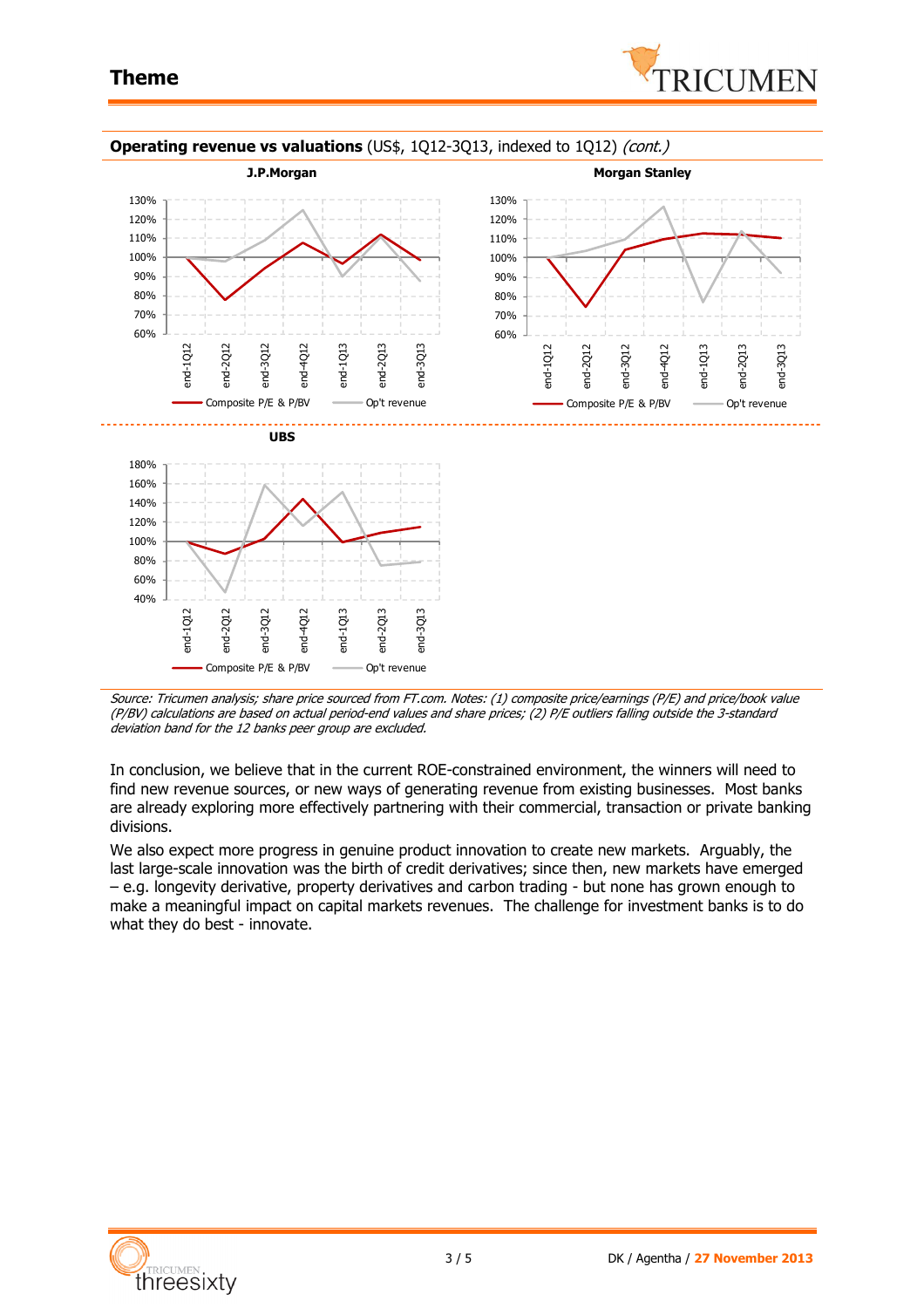**Operating revenue vs valuations** (US$, 1Q12-3Q13, indexed to 1Q12) *(cont.)*

J.P.Morgan

Morgan Stanley

UBS

*Source: Tricumen analysis; share price sourced from FT.com. Notes: (1) composite price/earnings (P/E) and price/book value (P/BV) calculations are based on actual period-end values and share prices; (2) P/E outliers falling outside the 3-standard deviation band for the 12 banks peer group are excluded.*

In conclusion, we believe that in the current ROE-constrained environment, the winners will need to find new revenue sources, or new ways of generating revenue from existing businesses. Most banks are already exploring more effectively partnering with their commercial, transaction or private banking divisions.

We also expect more progress in genuine product innovation to create new markets. Arguably, the last large-scale innovation was the birth of credit derivatives; since then, new markets have emerged – e.g. longevity derivative, property derivatives and carbon trading - but none has grown enough to make a meaningful impact on capital markets revenues. The challenge for investment banks is to do what they do best - innovate.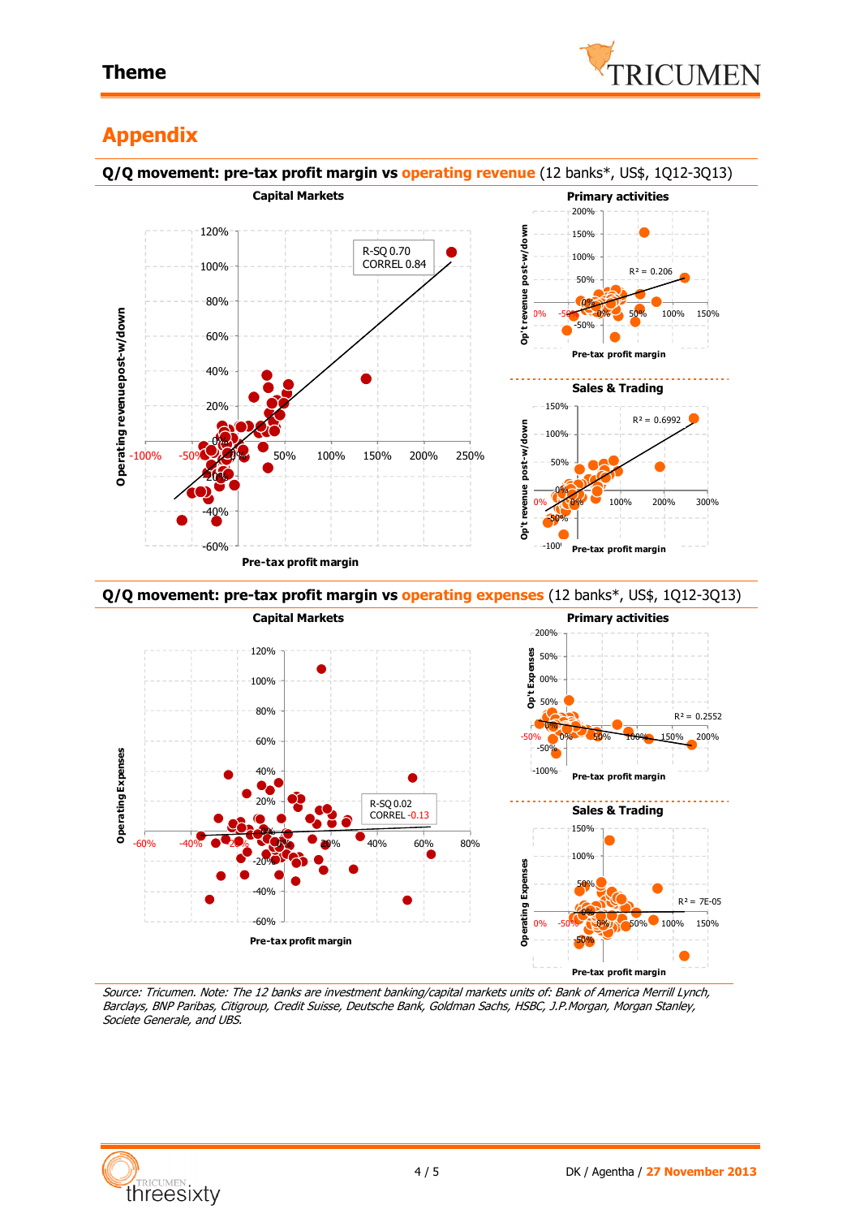# Appendix

## Q/Q movement: pre-tax profit margin vs operating revenue (12 banks*, US$, 1Q12-3Q13)

**Capital Markets**

R-SQ 0.70
CORREL 0.84

Operating revenuepost-w/down

Pre-tax profit margin

**Primary activities**

$R^2$ = 0.206

Op't revenue post-w/down

Pre-tax profit margin

**Sales & Trading**

$R^2$ = 0.6992

Op't revenue post-w/down

Pre-tax profit margin

## Q/Q movement: pre-tax profit margin vs operating expenses (12 banks*, US$, 1Q12-3Q13)

**Capital Markets**

R-SQ 0.02
CORREL -0.13

Operating Expenses

Pre-tax profit margin

**Primary activities**

$R^2$ = 0.2552

Op't Expenses

Pre-tax profit margin

**Sales & Trading**

$R^2$ = 7E-05

Operating Expenses

Pre-tax profit margin

*Source: Tricumen. Note: The 12 banks are investment banking/capital markets units of: Bank of America Merrill Lynch, Barclays, BNP Paribas, Citigroup, Credit Suisse, Deutsche Bank, Goldman Sachs, HSBC, J.P.Morgan, Morgan Stanley, Societe Generale, and UBS.*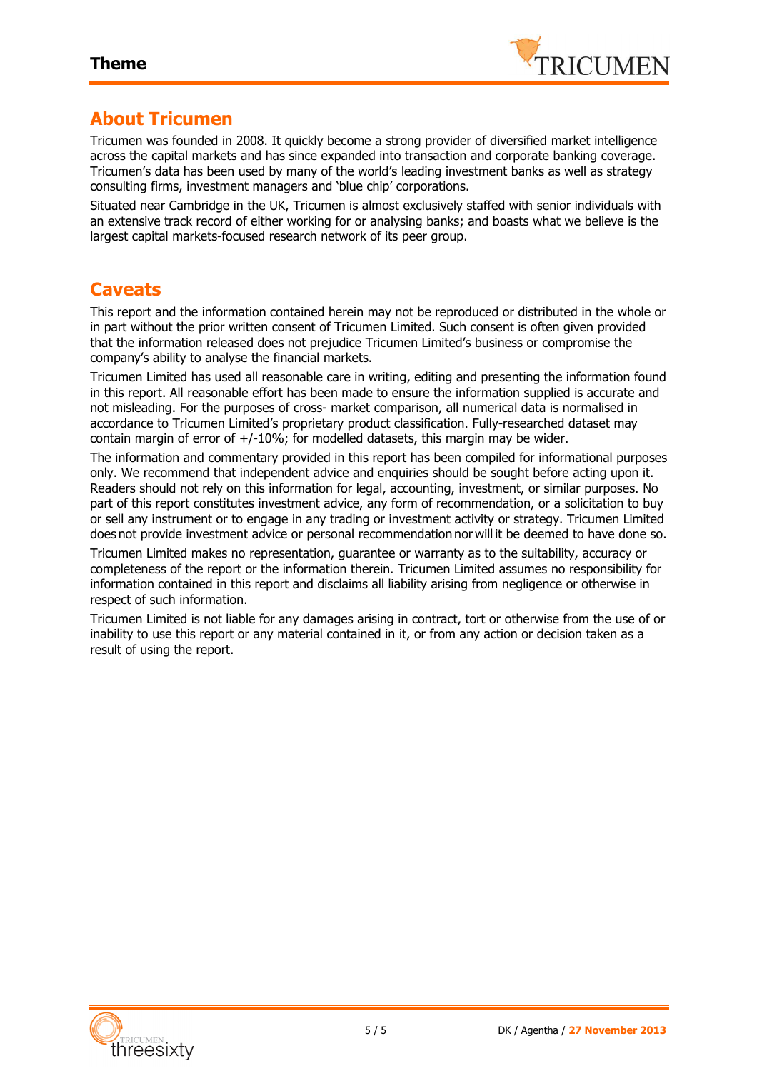## About Tricumen

Tricumen was founded in 2008. It quickly become a strong provider of diversified market intelligence across the capital markets and has since expanded into transaction and corporate banking coverage. Tricumen's data has been used by many of the world's leading investment banks as well as strategy consulting firms, investment managers and 'blue chip' corporations.

Situated near Cambridge in the UK, Tricumen is almost exclusively staffed with senior individuals with an extensive track record of either working for or analysing banks; and boasts what we believe is the largest capital markets-focused research network of its peer group.

## Caveats

This report and the information contained herein may not be reproduced or distributed in the whole or in part without the prior written consent of Tricumen Limited. Such consent is often given provided that the information released does not prejudice Tricumen Limited's business or compromise the company's ability to analyse the financial markets.

Tricumen Limited has used all reasonable care in writing, editing and presenting the information found in this report. All reasonable effort has been made to ensure the information supplied is accurate and not misleading. For the purposes of cross- market comparison, all numerical data is normalised in accordance to Tricumen Limited's proprietary product classification. Fully-researched dataset may contain margin of error of +/-10%; for modelled datasets, this margin may be wider.

The information and commentary provided in this report has been compiled for informational purposes only. We recommend that independent advice and enquiries should be sought before acting upon it. Readers should not rely on this information for legal, accounting, investment, or similar purposes. No part of this report constitutes investment advice, any form of recommendation, or a solicitation to buy or sell any instrument or to engage in any trading or investment activity or strategy. Tricumen Limited does not provide investment advice or personal recommendation nor will it be deemed to have done so.

Tricumen Limited makes no representation, guarantee or warranty as to the suitability, accuracy or completeness of the report or the information therein. Tricumen Limited assumes no responsibility for information contained in this report and disclaims all liability arising from negligence or otherwise in respect of such information.

Tricumen Limited is not liable for any damages arising in contract, tort or otherwise from the use of or inability to use this report or any material contained in it, or from any action or decision taken as a result of using the report.